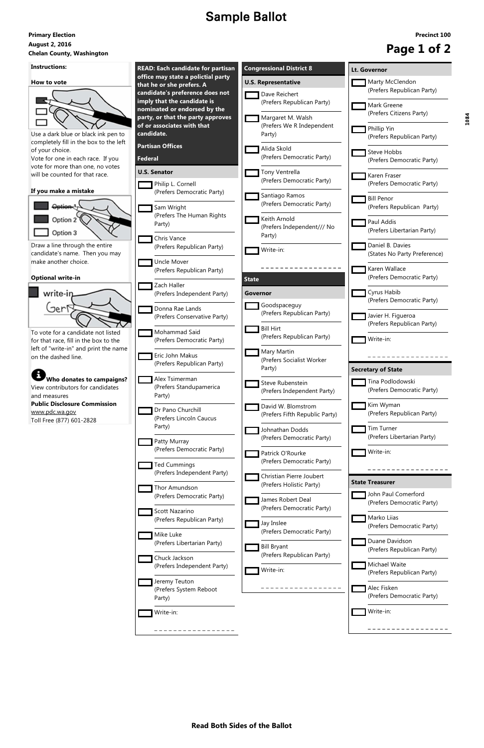# Sample Ballot

**Primary Election**
**August 2, 2016**
**Chelan County, Washington**

**Precinct 100**

1084

## Instructions:

**How to vote**

Use a dark blue or black ink pen to completely fill in the box to the left of your choice.

Vote for one in each race. If you vote for more than one, no votes will be counted for that race.

**If you make a mistake**

Option 1
Option 2
Option 3

Draw a line through the entire candidate's name. Then you may make another choice.

**Optional write-in**

write-in
Gerf

To vote for a candidate not listed for that race, fill in the box to the left of "write-in" and print the name on the dashed line.

**Who donates to campaigns?**
View contributors for candidates and measures
**Public Disclosure Commission**
www.pdc.wa.gov
Toll Free (877) 601-2828

**READ: Each candidate for partisan office may state a policial party that he or she prefers. A candidate's preference does not imply that the candidate is nominated or endorsed by the party, or that the party approves of or associates with that candidate.**

## Partisan Offices

## Federal

### U.S. Senator

- [ ] Philip L. Cornell (Prefers Democratic Party)
- [ ] Sam Wright (Prefers The Human Rights Party)
- [ ] Chris Vance (Prefers Republican Party)
- [ ] Uncle Mover (Prefers Republican Party)
- [ ] Zach Haller (Prefers Independent Party)
- [ ] Donna Rae Lands (Prefers Conservative Party)
- [ ] Mohammad Said (Prefers Democratic Party)
- [ ] Eric John Makus (Prefers Republican Party)
- [ ] Alex Tsimerman (Prefers Standupamerica Party)
- [ ] Dr Pano Churchill (Prefers Lincoln Caucus Party)
- [ ] Patty Murray (Prefers Democratic Party)
- [ ] Ted Cummings (Prefers Independent Party)
- [ ] Thor Amundson (Prefers Democratic Party)
- [ ] Scott Nazarino (Prefers Republican Party)
- [ ] Mike Luke (Prefers Libertarian Party)
- [ ] Chuck Jackson (Prefers Independent Party)
- [ ] Jeremy Teuton (Prefers System Reboot Party)
- [ ] Write-in: ________________

## Congressional District 8

### U.S. Representative

- [ ] Dave Reichert (Prefers Republican Party)
- [ ] Margaret M. Walsh (Prefers We R Independent Party)
- [ ] Alida Skold (Prefers Democratic Party)
- [ ] Tony Ventrella (Prefers Democratic Party)
- [ ] Santiago Ramos (Prefers Democratic Party)
- [ ] Keith Arnold (Prefers Independent/// No Party)
- [ ] Write-in: ________________

## State

### Governor

- [ ] Goodspaceguy (Prefers Republican Party)
- [ ] Bill Hirt (Prefers Republican Party)
- [ ] Mary Martin (Prefers Socialist Worker Party)
- [ ] Steve Rubenstein (Prefers Independent Party)
- [ ] David W. Blomstrom (Prefers Fifth Republic Party)
- [ ] Johnathan Dodds (Prefers Democratic Party)
- [ ] Patrick O'Rourke (Prefers Democratic Party)
- [ ] Christian Pierre Joubert (Prefers Holistic Party)
- [ ] James Robert Deal (Prefers Democratic Party)
- [ ] Jay Inslee (Prefers Democratic Party)
- [ ] Bill Bryant (Prefers Republican Party)
- [ ] Write-in: ________________

### Lt. Governor

- [ ] Marty McClendon (Prefers Republican Party)
- [ ] Mark Greene (Prefers Citizens Party)
- [ ] Phillip Yin (Prefers Republican Party)
- [ ] Steve Hobbs (Prefers Democratic Party)
- [ ] Karen Fraser (Prefers Democratic Party)
- [ ] Bill Penor (Prefers Republican Party)
- [ ] Paul Addis (Prefers Libertarian Party)
- [ ] Daniel B. Davies (States No Party Preference)
- [ ] Karen Wallace (Prefers Democratic Party)
- [ ] Cyrus Habib (Prefers Democratic Party)
- [ ] Javier H. Figueroa (Prefers Republican Party)
- [ ] Write-in: ________________

### Secretary of State

- [ ] Tina Podlodowski (Prefers Democratic Party)
- [ ] Kim Wyman (Prefers Republican Party)
- [ ] Tim Turner (Prefers Libertarian Party)
- [ ] Write-in: ________________

### State Treasurer

- [ ] John Paul Comerford (Prefers Democratic Party)
- [ ] Marko Liias (Prefers Democratic Party)
- [ ] Duane Davidson (Prefers Republican Party)
- [ ] Michael Waite (Prefers Republican Party)
- [ ] Alec Fisken (Prefers Democratic Party)
- [ ] Write-in: ________________

**Read Both Sides of the Ballot**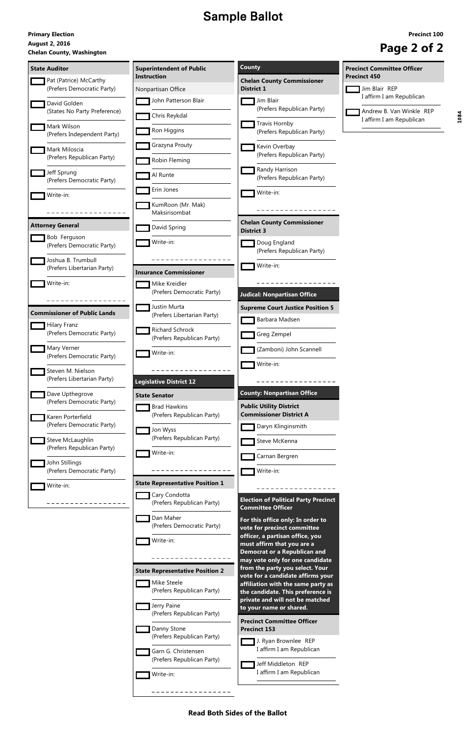# Sample Ballot

**Primary Election**
**August 2, 2016**
**Chelan County, Washington**

**Precinct 100**

1084

## State Auditor

- Pat (Patrice) McCarthy (Prefers Democratic Party)
- David Golden (States No Party Preference)
- Mark Wilson (Prefers Independent Party)
- Mark Miloscia (Prefers Republican Party)
- Jeff Sprung (Prefers Democratic Party)
- Write-in: \_\_\_\_\_\_\_\_\_\_\_\_\_\_\_\_

## Attorney General

- Bob Ferguson (Prefers Democratic Party)
- Joshua B. Trumbull (Prefers Libertarian Party)
- Write-in: \_\_\_\_\_\_\_\_\_\_\_\_\_\_\_\_

## Commissioner of Public Lands

- Hilary Franz (Prefers Democratic Party)
- Mary Verner (Prefers Democratic Party)
- Steven M. Nielson (Prefers Libertarian Party)
- Dave Upthegrove (Prefers Democratic Party)
- Karen Porterfield (Prefers Democratic Party)
- Steve McLaughlin (Prefers Republican Party)
- John Stillings (Prefers Democratic Party)
- Write-in: \_\_\_\_\_\_\_\_\_\_\_\_\_\_\_\_

## Superintendent of Public Instruction

Nonpartisan Office

- John Patterson Blair
- Chris Reykdal
- Ron Higgins
- Grazyna Prouty
- Robin Fleming
- Al Runte
- Erin Jones
- KumRoon (Mr. Mak) Maksirisombat
- David Spring
- Write-in: \_\_\_\_\_\_\_\_\_\_\_\_\_\_\_\_

## Insurance Commissioner

- Mike Kreidler (Prefers Democratic Party)
- Justin Murta (Prefers Libertarian Party)
- Richard Schrock (Prefers Republican Party)
- Write-in: \_\_\_\_\_\_\_\_\_\_\_\_\_\_\_\_

## Legislative District 12

### State Senator

- Brad Hawkins (Prefers Republican Party)
- Jon Wyss (Prefers Republican Party)
- Write-in: \_\_\_\_\_\_\_\_\_\_\_\_\_\_\_\_

### State Representative Position 1

- Cary Condotta (Prefers Republican Party)
- Dan Maher (Prefers Democratic Party)
- Write-in: \_\_\_\_\_\_\_\_\_\_\_\_\_\_\_\_

### State Representative Position 2

- Mike Steele (Prefers Republican Party)
- Jerry Paine (Prefers Republican Party)
- Danny Stone (Prefers Republican Party)
- Garn G. Christensen (Prefers Republican Party)
- Write-in: \_\_\_\_\_\_\_\_\_\_\_\_\_\_\_\_

## County

### Chelan County Commissioner District 1

- Jim Blair (Prefers Republican Party)
- Travis Hornby (Prefers Republican Party)
- Kevin Overbay (Prefers Republican Party)
- Randy Harrison (Prefers Republican Party)
- Write-in: \_\_\_\_\_\_\_\_\_\_\_\_\_\_\_\_

### Chelan County Commissioner District 3

- Doug England (Prefers Republican Party)
- Write-in: \_\_\_\_\_\_\_\_\_\_\_\_\_\_\_\_

## Judicial: Nonpartisan Office

### Supreme Court Justice Position 5

- Barbara Madsen
- Greg Zempel
- (Zamboni) John Scannell
- Write-in: \_\_\_\_\_\_\_\_\_\_\_\_\_\_\_\_

## County: Nonpartisan Office

### Public Utility District Commissioner District A

- Daryn Klingsmith
- Steve McKenna
- Carnan Bergren
- Write-in: \_\_\_\_\_\_\_\_\_\_\_\_\_\_\_\_

## Election of Political Party Precinct Committee Officer

**For this office only: In order to vote for precinct committee officer, a partisan office, you must affirm that you are a Democrat or a Republican and may vote only for one candidate from the party you select. Your vote for a candidate affirms your affiliation with the same party as the candidate. This preference is private and will not be matched to your name or shared.**

### Precinct Committee Officer Precinct 153

- J. Ryan Brownlee REP — I affirm I am Republican
- Jeff Middleton REP — I affirm I am Republican

### Precinct Committee Officer Precinct 450

- Jim Blair REP — I affirm I am Republican
- Andrew B. Van Winkle REP — I affirm I am Republican

**Read Both Sides of the Ballot**